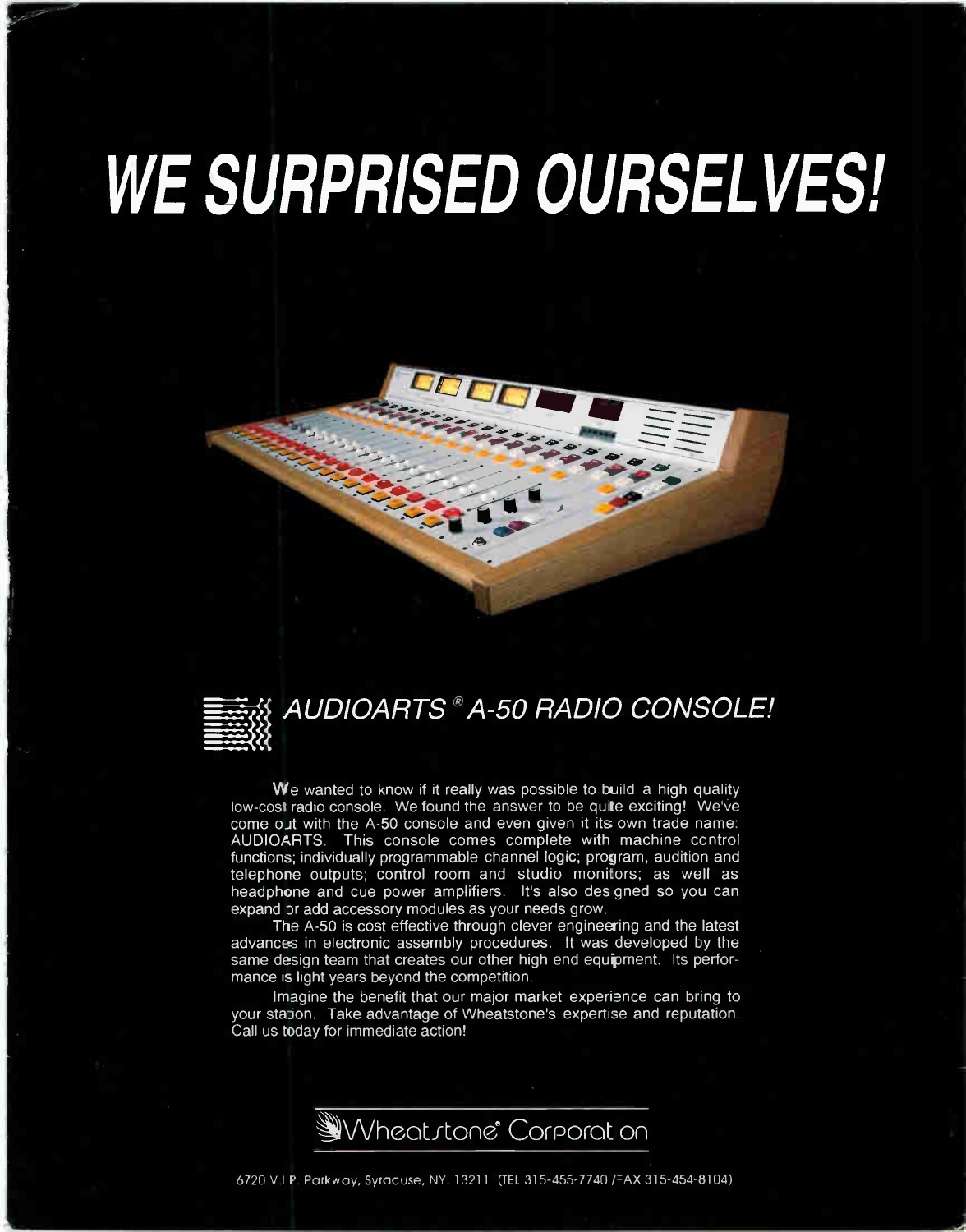# WE SURPRISED OURSELVES!

## *AUDIOARTS® A-50 RADIO CONSOLE!*

We wanted to know if it really was possible to build a high quality low-cost radio console. We found the answer to be quite exciting! We've come out with the A-50 console and even given it its own trade name: AUDIOARTS. This console comes complete with machine control functions; individually programmable channel logic; program, audition and telephone outputs; control room and studio monitors; as well as headphone and cue power amplifiers. It's also designed so you can expand or add accessory modules as your needs grow.

The A-50 is cost effective through clever engineering and the latest advances in electronic assembly procedures. It was developed by the same design team that creates our other high end equipment. Its performance is light years beyond the competition.

Imagine the benefit that our major market experience can bring to your station. Take advantage of Wheatstone's expertise and reputation. Call us today for immediate action!

**Wheatstone® Corporation**

6720 V.I.P. Parkway, Syracuse, NY. 13211 (TEL 315-455-7740 / FAX 315-454-8104)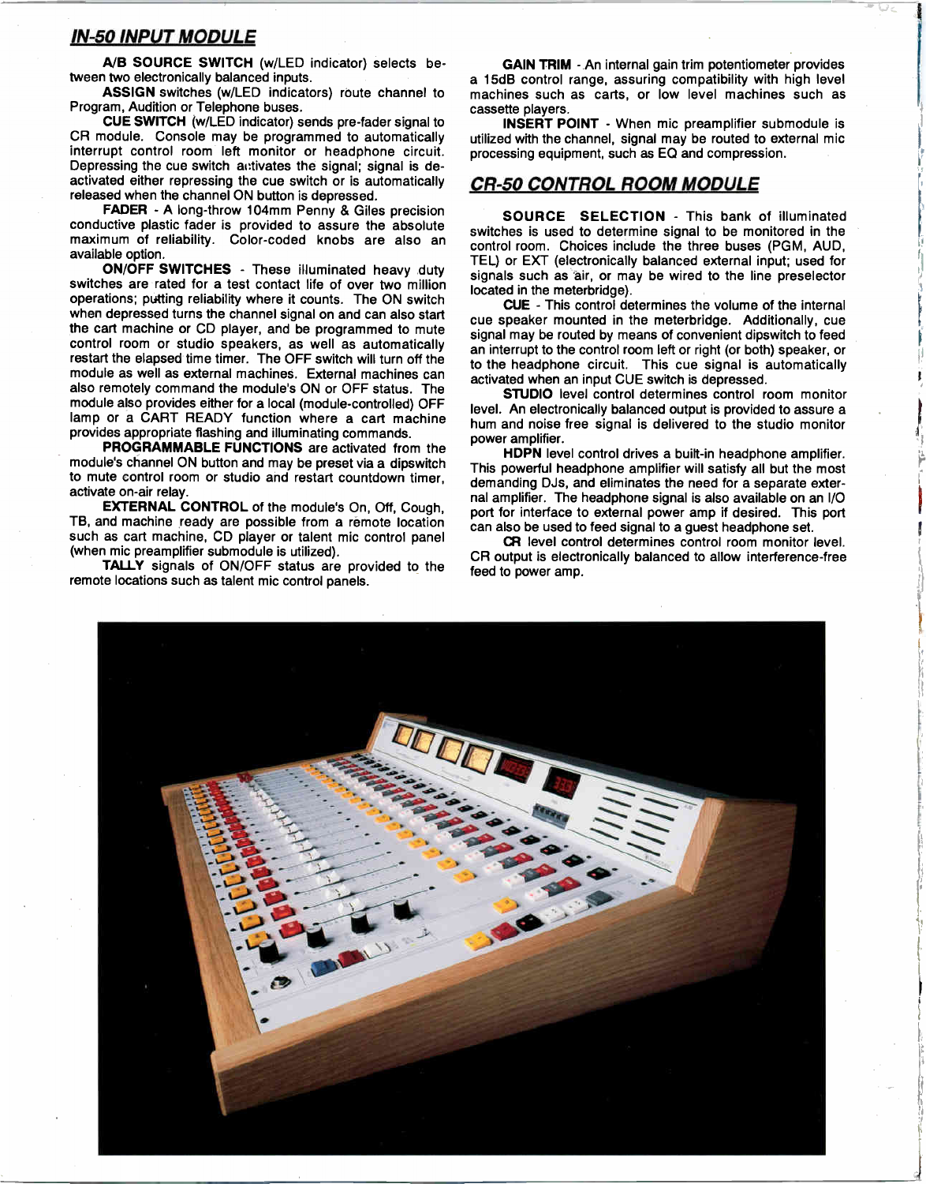## IN-50 INPUT MODULE

**A/B SOURCE SWITCH** (w/LED indicator) selects between two electronically balanced inputs.

**ASSIGN** switches (w/LED indicators) route channel to Program, Audition or Telephone buses.

**CUE SWITCH** (w/LED indicator) sends pre-fader signal to CR module. Console may be programmed to automatically interrupt control room left monitor or headphone circuit. Depressing the cue switch activates the signal; signal is deactivated either repressing the cue switch or is automatically released when the channel ON button is depressed.

**FADER** - A long-throw 104mm Penny & Giles precision conductive plastic fader is provided to assure the absolute maximum of reliability. Color-coded knobs are also an available option.

**ON/OFF SWITCHES** - These illuminated heavy duty switches are rated for a test contact life of over two million operations; putting reliability where it counts. The ON switch when depressed turns the channel signal on and can also start the cart machine or CD player, and be programmed to mute control room or studio speakers, as well as automatically restart the elapsed time timer. The OFF switch will turn off the module as well as external machines. External machines can also remotely command the module's ON or OFF status. The module also provides either for a local (module-controlled) OFF lamp or a CART READY function where a cart machine provides appropriate flashing and illuminating commands.

**PROGRAMMABLE FUNCTIONS** are activated from the module's channel ON button and may be preset via a dipswitch to mute control room or studio and restart countdown timer, activate on-air relay.

**EXTERNAL CONTROL** of the module's On, Off, Cough, TB, and machine ready are possible from a remote location such as cart machine, CD player or talent mic control panel (when mic preamplifier submodule is utilized).

**TALLY** signals of ON/OFF status are provided to the remote locations such as talent mic control panels.

**GAIN TRIM** - An internal gain trim potentiometer provides a 15dB control range, assuring compatibility with high level machines such as carts, or low level machines such as cassette players.

**INSERT POINT** - When mic preamplifier submodule is utilized with the channel, signal may be routed to external mic processing equipment, such as EQ and compression.

## CR-50 CONTROL ROOM MODULE

**SOURCE SELECTION** - This bank of illuminated switches is used to determine signal to be monitored in the control room. Choices include the three buses (PGM, AUD, TEL) or EXT (electronically balanced external input; used for signals such as air, or may be wired to the line preselector located in the meterbridge).

**CUE** - This control determines the volume of the internal cue speaker mounted in the meterbridge. Additionally, cue signal may be routed by means of convenient dipswitch to feed an interrupt to the control room left or right (or both) speaker, or to the headphone circuit. This cue signal is automatically activated when an input CUE switch is depressed.

**STUDIO** level control determines control room monitor level. An electronically balanced output is provided to assure a hum and noise free signal is delivered to the studio monitor power amplifier.

**HDPN** level control drives a built-in headphone amplifier. This powerful headphone amplifier will satisfy all but the most demanding DJs, and eliminates the need for a separate external amplifier. The headphone signal is also available on an I/O port for interface to external power amp if desired. This port can also be used to feed signal to a guest headphone set.

**CR** level control determines control room monitor level. CR output is electronically balanced to allow interference-free feed to power amp.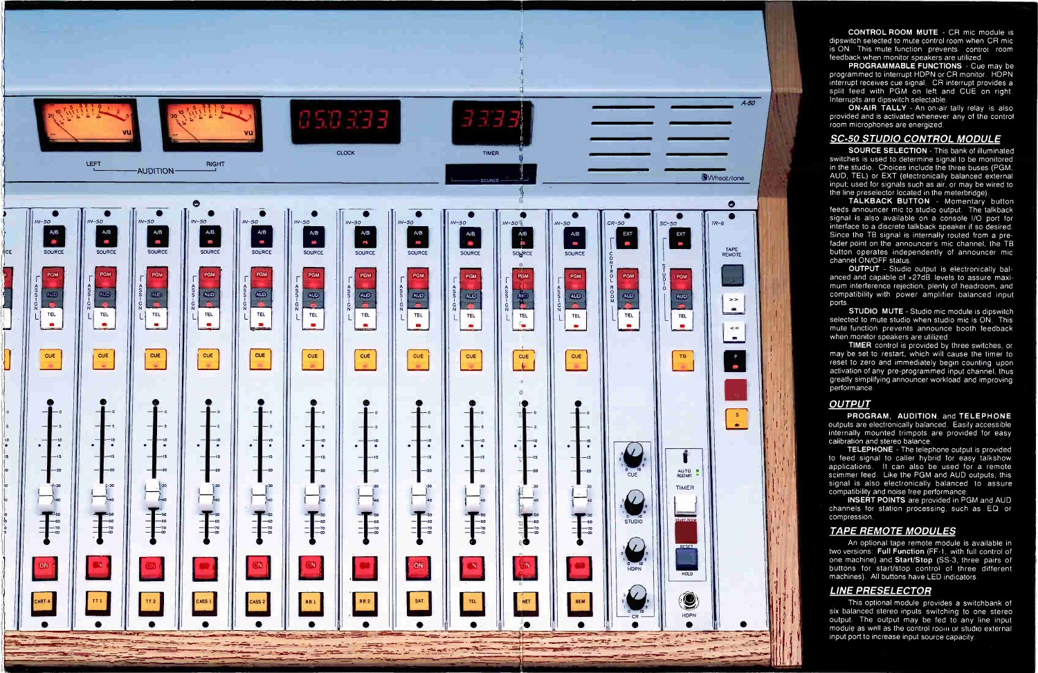**CONTROL ROOM MUTE** - CR mic module is dipswitch selected to mute control room when CR mic is ON. This mute function prevents control room feedback when monitor speakers are utilized.

**PROGRAMMABLE FUNCTIONS** - Cue may be programmed to interrupt HDPN or CR monitor. HDPN interrupt receives cue signal. CR interrupt provides a split feed with PGM on left and CUE on right. Interrupts are dipswitch selectable.

**ON-AIR TALLY** - An on-air tally relay is also provided and is activated whenever any of the control room microphones are energized.

## SC-50 STUDIO CONTROL MODULE

**SOURCE SELECTION** - This bank of illuminated switches is used to determine signal to be monitored in the studio. Choices include the three buses (PGM, AUD, TEL) or EXT (electronically balanced external input; used for signals such as air, or may be wired to the line preselector located in the meterbridge).

**TALKBACK BUTTON** - Momentary button feeds announcer mic to studio output. The talkback signal is also available on a console I/O port for interface to a discrete talkback speaker if so desired. Since the TB signal is internally routed from a pre-fader point on the announcer's mic channel, the TB button operates independently of announcer mic channel ON/OFF status.

**OUTPUT** - Studio output is electronically balanced and capable of +27dB levels to assure maximum interference rejection, plenty of headroom, and compatibility with power amplifier balanced input ports.

**STUDIO MUTE** - Studio mic module is dipswitch selected to mute studio when studio mic is ON. This mute function prevents announce booth feedback when monitor speakers are utilized.

**TIMER** control is provided by three switches, or may be set to restart, which will cause the timer to reset to zero and immediately begin counting upon activation of any pre-programmed input channel, thus greatly simplifying announcer workload and improving performance.

## OUTPUT

**PROGRAM, AUDITION,** and **TELEPHONE** outputs are electronically balanced. Easily accessible internally mounted trimpots are provided for easy calibration and stereo balance.

**TELEPHONE** - The telephone output is provided to feed signal to caller hybrid for easy talkshow applications. It can also be used for a remote scimmer feed. Like the PGM and AUD outputs, this signal is also electronically balanced to assure compatibility and noise free performance.

**INSERT POINTS** are provided in PGM and AUD channels for station processing, such as EQ or compression.

## TAPE REMOTE MODULES

An optional tape remote module is available in two versions: **Full Function** (FF-1, with full control of one machine) and **Start/Stop** (SS-3, three pairs of buttons for start/stop control of three different machines). All buttons have LED indicators.

## LINE PRESELECTOR

This optional module provides a switchbank of six balanced stereo inputs switching to one stereo output. The output may be fed to any line input module as well as the control room or studio external input port to increase input source capacity.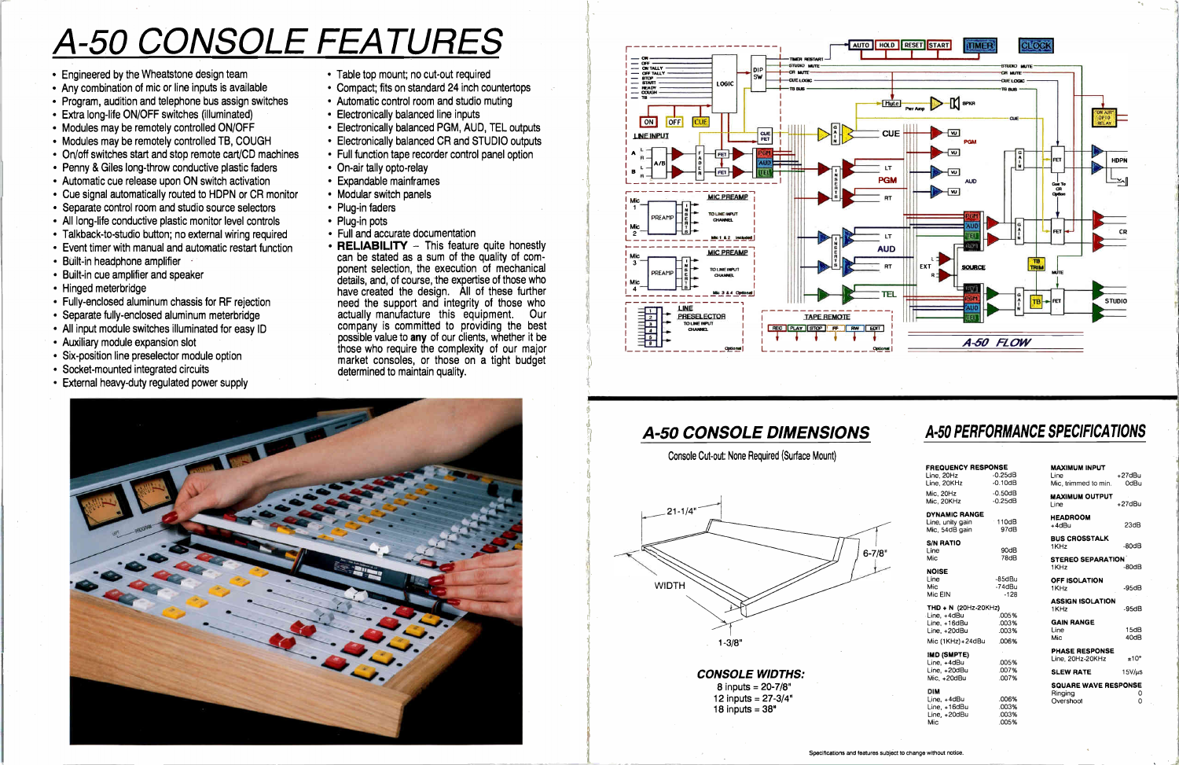# A-50 CONSOLE FEATURES

- Engineered by the Wheatstone design team
- Any combination of mic or line inputs is available
- Program, audition and telephone bus assign switches
- Extra long-life ON/OFF switches (illuminated)
- Modules may be remotely controlled ON/OFF
- Modules may be remotely controlled TB, COUGH
- On/off switches start and stop remote cart/CD machines
- Penny & Giles long-throw conductive plastic faders
- Automatic cue release upon ON switch activation
- Cue signal automatically routed to HDPN or CR monitor
- Separate control room and studio source selectors
- All long-life conductive plastic monitor level controls
- Talkback-to-studio button; no external wiring required
- Event timer with manual and automatic restart function
- Built-in headphone amplifier
- Built-in cue amplifier and speaker
- Hinged meterbridge
- Fully-enclosed aluminum chassis for RF rejection
- Separate fully-enclosed aluminum meterbridge
- All input module switches illuminated for easy ID
- Auxiliary module expansion slot
- Six-position line preselector module option
- Socket-mounted integrated circuits
- External heavy-duty regulated power supply
- Table top mount; no cut-out required
- Compact; fits on standard 24 inch countertops
- Automatic control room and studio muting
- Electronically balanced line inputs
- Electronically balanced PGM, AUD, TEL outputs
- Electronically balanced CR and STUDIO outputs
- Full function tape recorder control panel option
- On-air tally opto-relay
- Expandable mainframes
- Modular switch panels
- Plug-in faders
- Plug-in pots
- Full and accurate documentation
- **RELIABILITY** – This feature quite honestly can be stated as a sum of the quality of component selection, the execution of mechanical details, and, of course, the expertise of those who have created the design. All of these further need the support and integrity of those who actually manufacture this equipment. Our company is committed to providing the best possible value to **any** of our clients, whether it be those who require the complexity of our major market consoles, or those on a tight budget determined to maintain quality.

*A-50 FLOW*

## A-50 CONSOLE DIMENSIONS

Console Cut-out: None Required (Surface Mount)

21-1/4"
6-7/8"
WIDTH
1-3/8"

*CONSOLE WIDTHS:*
8 inputs = 20-7/8"
12 inputs = 27-3/4"
18 inputs = 38"

## A-50 PERFORMANCE SPECIFICATIONS

| | |
|---|---|
| **FREQUENCY RESPONSE** | |
| Line, 20Hz | -0.25dB |
| Line, 20KHz | -0.10dB |
| Mic, 20Hz | -0.50dB |
| Mic, 20KHz | -0.25dB |
| **DYNAMIC RANGE** | |
| Line, unity gain | 110dB |
| Mic, 54dB gain | 97dB |
| **S/N RATIO** | |
| Line | 90dB |
| Mic | 78dB |
| **NOISE** | |
| Line | -85dBu |
| Mic | -74dBu |
| Mic EIN | -128 |
| **THD + N (20Hz-20KHz)** | |
| Line, +4dBu | .005% |
| Line, +16dBu | .003% |
| Line, +20dBu | .003% |
| Mic (1KHz)+24dBu | .006% |
| **IMD (SMPTE)** | |
| Line, +4dBu | .005% |
| Line, +20dBu | .007% |
| Mic, +20dBu | .007% |
| **DIM** | |
| Line, +4dBu | .006% |
| Line, +16dBu | .003% |
| Line, +20dBu | .003% |
| Mic | .005% |
| **MAXIMUM INPUT** | |
| Line | +27dBu |
| Mic, trimmed to min. | 0dBu |
| **MAXIMUM OUTPUT** | |
| Line | +27dBu |
| **HEADROOM** | |
| +4dBu | 23dB |
| **BUS CROSSTALK** | |
| 1KHz | -80dB |
| **STEREO SEPARATION** | |
| 1KHz | -80dB |
| **OFF ISOLATION** | |
| 1KHz | -95dB |
| **ASSIGN ISOLATION** | |
| 1KHz | -95dB |
| **GAIN RANGE** | |
| Line | 15dB |
| Mic | 40dB |
| **PHASE RESPONSE** | |
| Line, 20Hz-20KHz | ±10° |
| **SLEW RATE** | 15V/μs |
| **SQUARE WAVE RESPONSE** | |
| Ringing | 0 |
| Overshoot | 0 |

Specifications and features subject to change without notice.